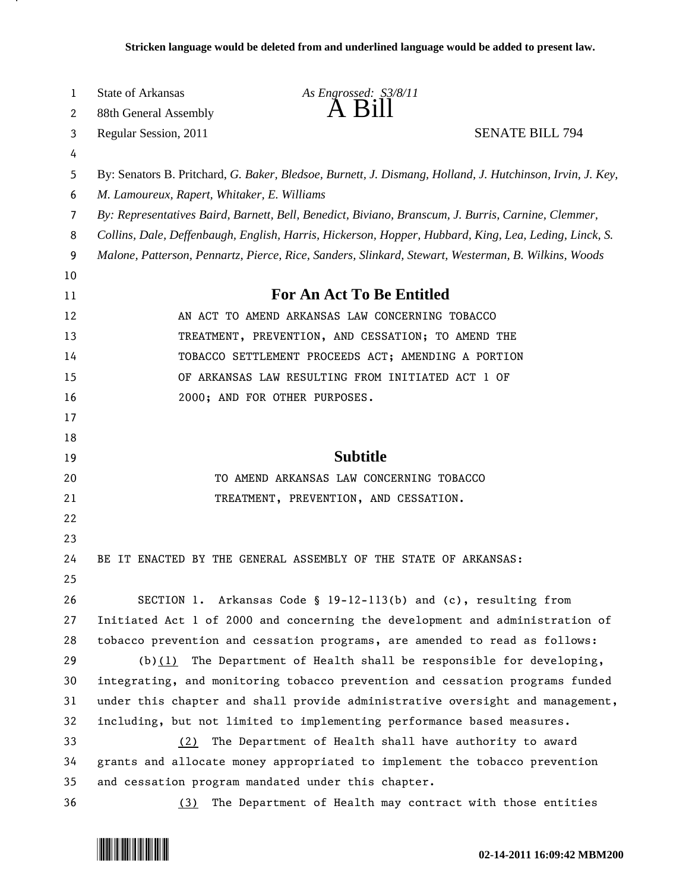Stricken language would be deleted from and underlined language would be added to present law.

State of Arkansas *As Engrossed: S3/8/11*
88th General Assembly
Regular Session, 2011

# A Bill

SENATE BILL 794

By: Senators B. Pritchard, *G. Baker, Bledsoe, Burnett, J. Dismang, Holland, J. Hutchinson, Irvin, J. Key, M. Lamoureux, Rapert, Whitaker, E. Williams*

*By: Representatives Baird, Barnett, Bell, Benedict, Biviano, Branscum, J. Burris, Carnine, Clemmer, Collins, Dale, Deffenbaugh, English, Harris, Hickerson, Hopper, Hubbard, King, Lea, Leding, Linck, S. Malone, Patterson, Pennartz, Pierce, Rice, Sanders, Slinkard, Stewart, Westerman, B. Wilkins, Woods*

## For An Act To Be Entitled

AN ACT TO AMEND ARKANSAS LAW CONCERNING TOBACCO TREATMENT, PREVENTION, AND CESSATION; TO AMEND THE TOBACCO SETTLEMENT PROCEEDS ACT; AMENDING A PORTION OF ARKANSAS LAW RESULTING FROM INITIATED ACT 1 OF 2000; AND FOR OTHER PURPOSES.

## Subtitle

TO AMEND ARKANSAS LAW CONCERNING TOBACCO TREATMENT, PREVENTION, AND CESSATION.

BE IT ENACTED BY THE GENERAL ASSEMBLY OF THE STATE OF ARKANSAS:

SECTION 1. Arkansas Code § 19-12-113(b) and (c), resulting from Initiated Act 1 of 2000 and concerning the development and administration of tobacco prevention and cessation programs, are amended to read as follows:

(b)(1) The Department of Health shall be responsible for developing, integrating, and monitoring tobacco prevention and cessation programs funded under this chapter and shall provide administrative oversight and management, including, but not limited to implementing performance based measures.

(2) The Department of Health shall have authority to award grants and allocate money appropriated to implement the tobacco prevention and cessation program mandated under this chapter.

(3) The Department of Health may contract with those entities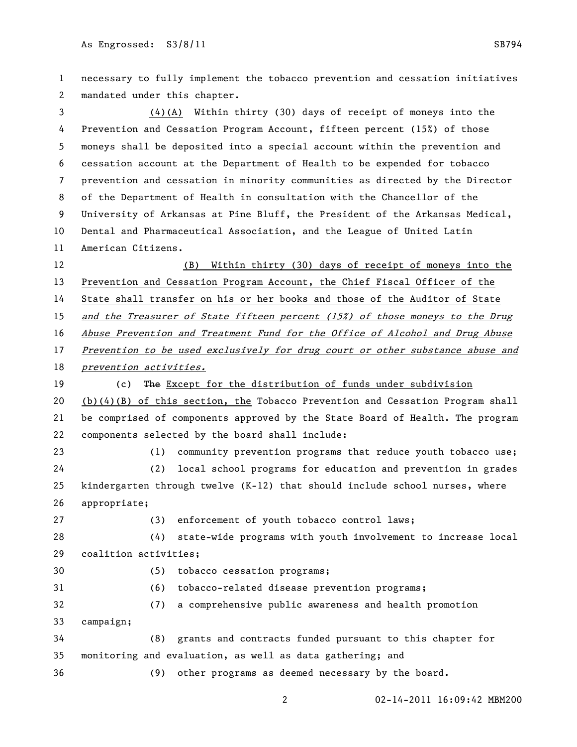necessary to fully implement the tobacco prevention and cessation initiatives mandated under this chapter.

(4)(A) Within thirty (30) days of receipt of moneys into the Prevention and Cessation Program Account, fifteen percent (15%) of those moneys shall be deposited into a special account within the prevention and cessation account at the Department of Health to be expended for tobacco prevention and cessation in minority communities as directed by the Director of the Department of Health in consultation with the Chancellor of the University of Arkansas at Pine Bluff, the President of the Arkansas Medical, Dental and Pharmaceutical Association, and the League of United Latin American Citizens.

(B) Within thirty (30) days of receipt of moneys into the Prevention and Cessation Program Account, the Chief Fiscal Officer of the State shall transfer on his or her books and those of the Auditor of State *and the Treasurer of State fifteen percent (15%) of those moneys to the Drug Abuse Prevention and Treatment Fund for the Office of Alcohol and Drug Abuse Prevention to be used exclusively for drug court or other substance abuse and prevention activities.*

(c) ~~The~~ Except for the distribution of funds under subdivision (b)(4)(B) of this section, the Tobacco Prevention and Cessation Program shall be comprised of components approved by the State Board of Health. The program components selected by the board shall include:

(1) community prevention programs that reduce youth tobacco use;

(2) local school programs for education and prevention in grades kindergarten through twelve (K-12) that should include school nurses, where appropriate;

(3) enforcement of youth tobacco control laws;

(4) state-wide programs with youth involvement to increase local coalition activities;

(5) tobacco cessation programs;

(6) tobacco-related disease prevention programs;

(7) a comprehensive public awareness and health promotion campaign;

(8) grants and contracts funded pursuant to this chapter for monitoring and evaluation, as well as data gathering; and

(9) other programs as deemed necessary by the board.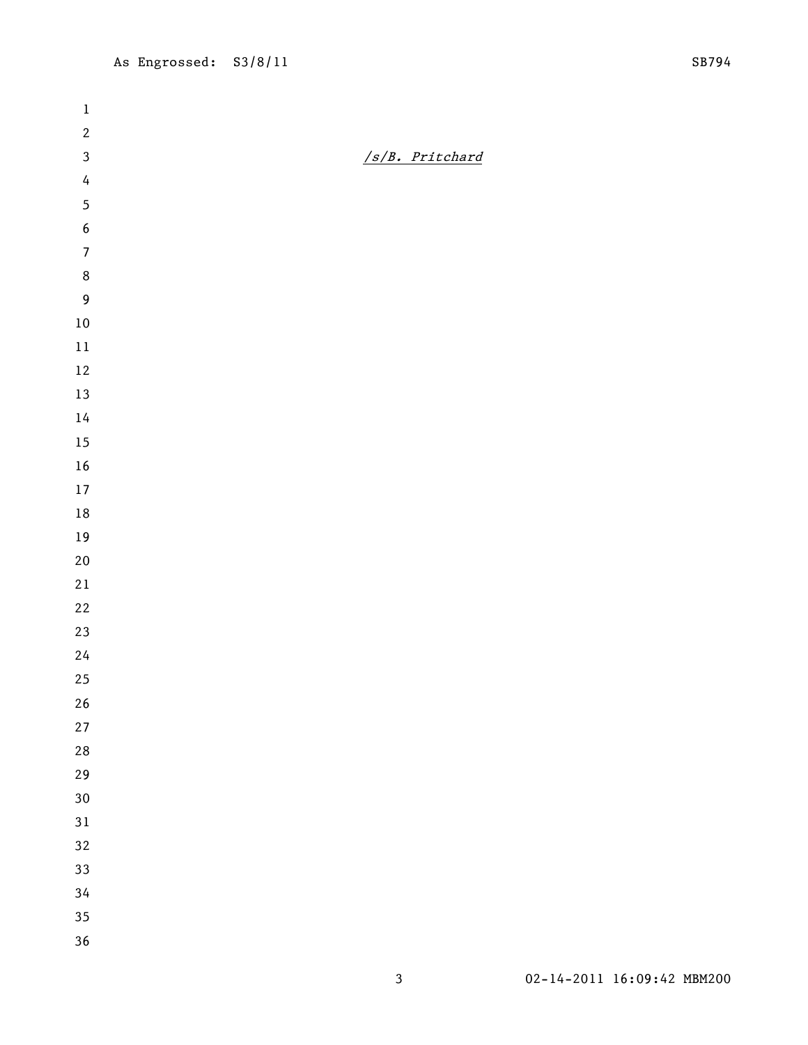*/s/B. Pritchard*